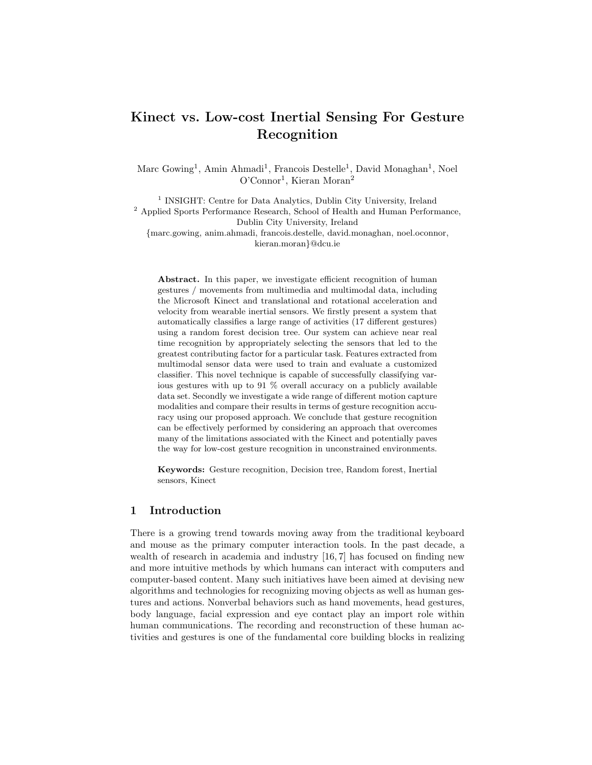# Kinect vs. Low-cost Inertial Sensing For Gesture Recognition

Marc Gowing[1], Amin Ahmadi[1], Francois Destelle[1], David Monaghan[1], Noel O'Connor[1], Kieran Moran[2]

[1] INSIGHT: Centre for Data Analytics, Dublin City University, Ireland
[2] Applied Sports Performance Research, School of Health and Human Performance, Dublin City University, Ireland
{marc.gowing, anim.ahmadi, francois.destelle, david.monaghan, noel.oconnor, kieran.moran}@dcu.ie

**Abstract.** In this paper, we investigate efficient recognition of human gestures / movements from multimedia and multimodal data, including the Microsoft Kinect and translational and rotational acceleration and velocity from wearable inertial sensors. We firstly present a system that automatically classifies a large range of activities (17 different gestures) using a random forest decision tree. Our system can achieve near real time recognition by appropriately selecting the sensors that led to the greatest contributing factor for a particular task. Features extracted from multimodal sensor data were used to train and evaluate a customized classifier. This novel technique is capable of successfully classifying various gestures with up to 91 % overall accuracy on a publicly available data set. Secondly we investigate a wide range of different motion capture modalities and compare their results in terms of gesture recognition accuracy using our proposed approach. We conclude that gesture recognition can be effectively performed by considering an approach that overcomes many of the limitations associated with the Kinect and potentially paves the way for low-cost gesture recognition in unconstrained environments.

**Keywords:** Gesture recognition, Decision tree, Random forest, Inertial sensors, Kinect

## 1 Introduction

There is a growing trend towards moving away from the traditional keyboard and mouse as the primary computer interaction tools. In the past decade, a wealth of research in academia and industry [16, 7] has focused on finding new and more intuitive methods by which humans can interact with computers and computer-based content. Many such initiatives have been aimed at devising new algorithms and technologies for recognizing moving objects as well as human gestures and actions. Nonverbal behaviors such as hand movements, head gestures, body language, facial expression and eye contact play an import role within human communications. The recording and reconstruction of these human activities and gestures is one of the fundamental core building blocks in realizing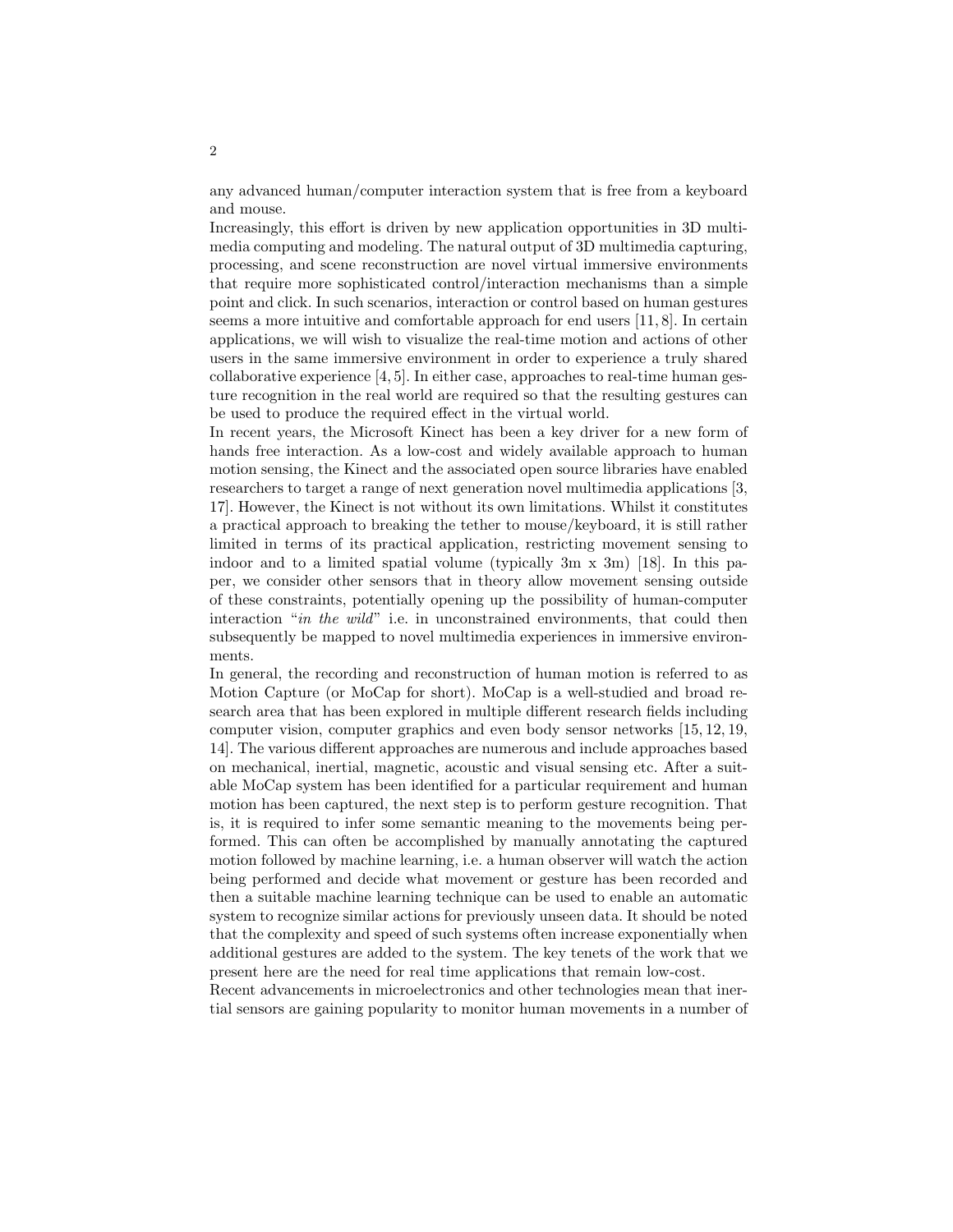any advanced human/computer interaction system that is free from a keyboard and mouse.

Increasingly, this effort is driven by new application opportunities in 3D multimedia computing and modeling. The natural output of 3D multimedia capturing, processing, and scene reconstruction are novel virtual immersive environments that require more sophisticated control/interaction mechanisms than a simple point and click. In such scenarios, interaction or control based on human gestures seems a more intuitive and comfortable approach for end users [11, 8]. In certain applications, we will wish to visualize the real-time motion and actions of other users in the same immersive environment in order to experience a truly shared collaborative experience [4, 5]. In either case, approaches to real-time human gesture recognition in the real world are required so that the resulting gestures can be used to produce the required effect in the virtual world.

In recent years, the Microsoft Kinect has been a key driver for a new form of hands free interaction. As a low-cost and widely available approach to human motion sensing, the Kinect and the associated open source libraries have enabled researchers to target a range of next generation novel multimedia applications [3, 17]. However, the Kinect is not without its own limitations. Whilst it constitutes a practical approach to breaking the tether to mouse/keyboard, it is still rather limited in terms of its practical application, restricting movement sensing to indoor and to a limited spatial volume (typically 3m x 3m) [18]. In this paper, we consider other sensors that in theory allow movement sensing outside of these constraints, potentially opening up the possibility of human-computer interaction "*in the wild*" i.e. in unconstrained environments, that could then subsequently be mapped to novel multimedia experiences in immersive environments.

In general, the recording and reconstruction of human motion is referred to as Motion Capture (or MoCap for short). MoCap is a well-studied and broad research area that has been explored in multiple different research fields including computer vision, computer graphics and even body sensor networks [15, 12, 19, 14]. The various different approaches are numerous and include approaches based on mechanical, inertial, magnetic, acoustic and visual sensing etc. After a suitable MoCap system has been identified for a particular requirement and human motion has been captured, the next step is to perform gesture recognition. That is, it is required to infer some semantic meaning to the movements being performed. This can often be accomplished by manually annotating the captured motion followed by machine learning, i.e. a human observer will watch the action being performed and decide what movement or gesture has been recorded and then a suitable machine learning technique can be used to enable an automatic system to recognize similar actions for previously unseen data. It should be noted that the complexity and speed of such systems often increase exponentially when additional gestures are added to the system. The key tenets of the work that we present here are the need for real time applications that remain low-cost.

Recent advancements in microelectronics and other technologies mean that inertial sensors are gaining popularity to monitor human movements in a number of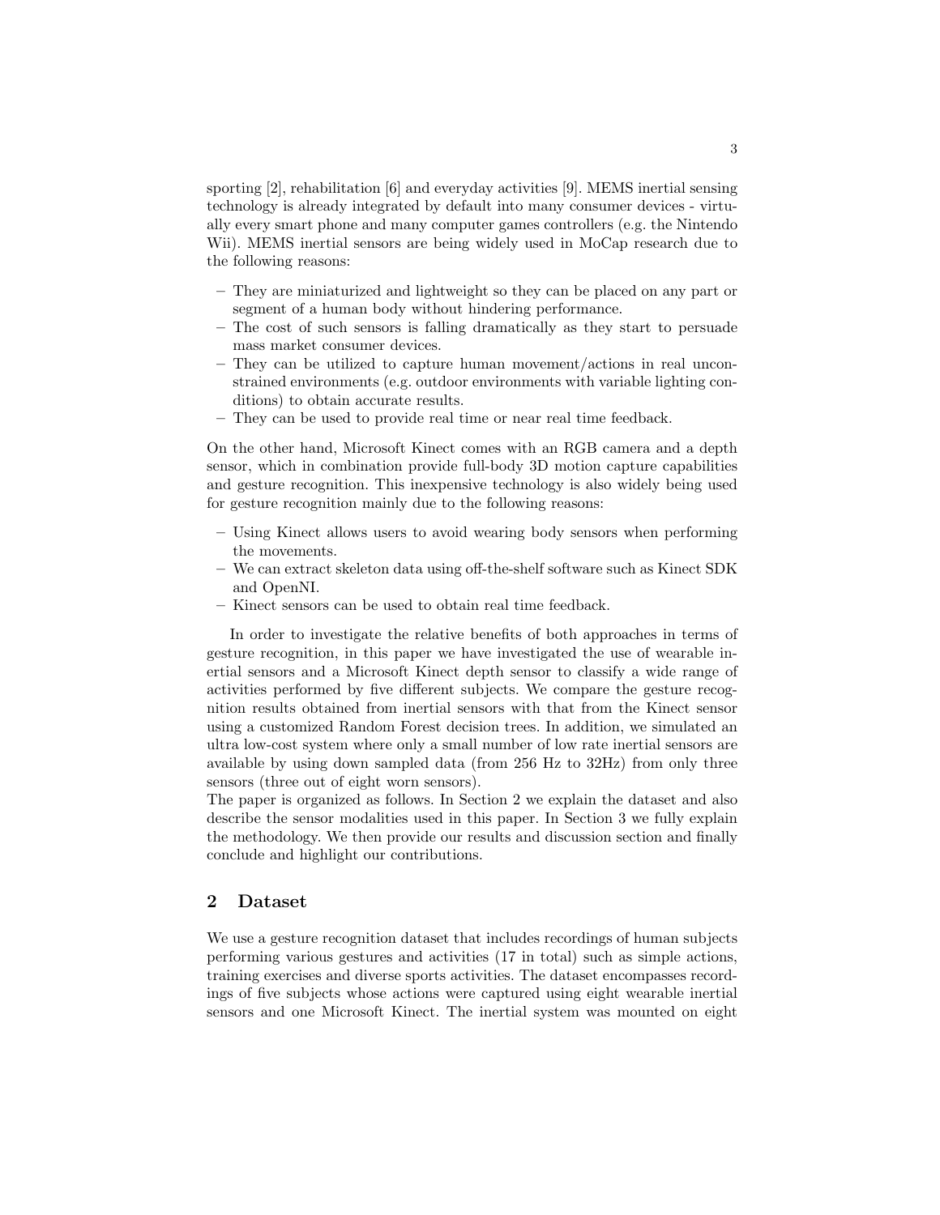sporting [2], rehabilitation [6] and everyday activities [9]. MEMS inertial sensing technology is already integrated by default into many consumer devices - virtually every smart phone and many computer games controllers (e.g. the Nintendo Wii). MEMS inertial sensors are being widely used in MoCap research due to the following reasons:

- They are miniaturized and lightweight so they can be placed on any part or segment of a human body without hindering performance.
- The cost of such sensors is falling dramatically as they start to persuade mass market consumer devices.
- They can be utilized to capture human movement/actions in real unconstrained environments (e.g. outdoor environments with variable lighting conditions) to obtain accurate results.
- They can be used to provide real time or near real time feedback.

On the other hand, Microsoft Kinect comes with an RGB camera and a depth sensor, which in combination provide full-body 3D motion capture capabilities and gesture recognition. This inexpensive technology is also widely being used for gesture recognition mainly due to the following reasons:

- Using Kinect allows users to avoid wearing body sensors when performing the movements.
- We can extract skeleton data using off-the-shelf software such as Kinect SDK and OpenNI.
- Kinect sensors can be used to obtain real time feedback.

In order to investigate the relative benefits of both approaches in terms of gesture recognition, in this paper we have investigated the use of wearable inertial sensors and a Microsoft Kinect depth sensor to classify a wide range of activities performed by five different subjects. We compare the gesture recognition results obtained from inertial sensors with that from the Kinect sensor using a customized Random Forest decision trees. In addition, we simulated an ultra low-cost system where only a small number of low rate inertial sensors are available by using down sampled data (from 256 Hz to 32Hz) from only three sensors (three out of eight worn sensors).
The paper is organized as follows. In Section 2 we explain the dataset and also describe the sensor modalities used in this paper. In Section 3 we fully explain the methodology. We then provide our results and discussion section and finally conclude and highlight our contributions.

## 2 Dataset

We use a gesture recognition dataset that includes recordings of human subjects performing various gestures and activities (17 in total) such as simple actions, training exercises and diverse sports activities. The dataset encompasses recordings of five subjects whose actions were captured using eight wearable inertial sensors and one Microsoft Kinect. The inertial system was mounted on eight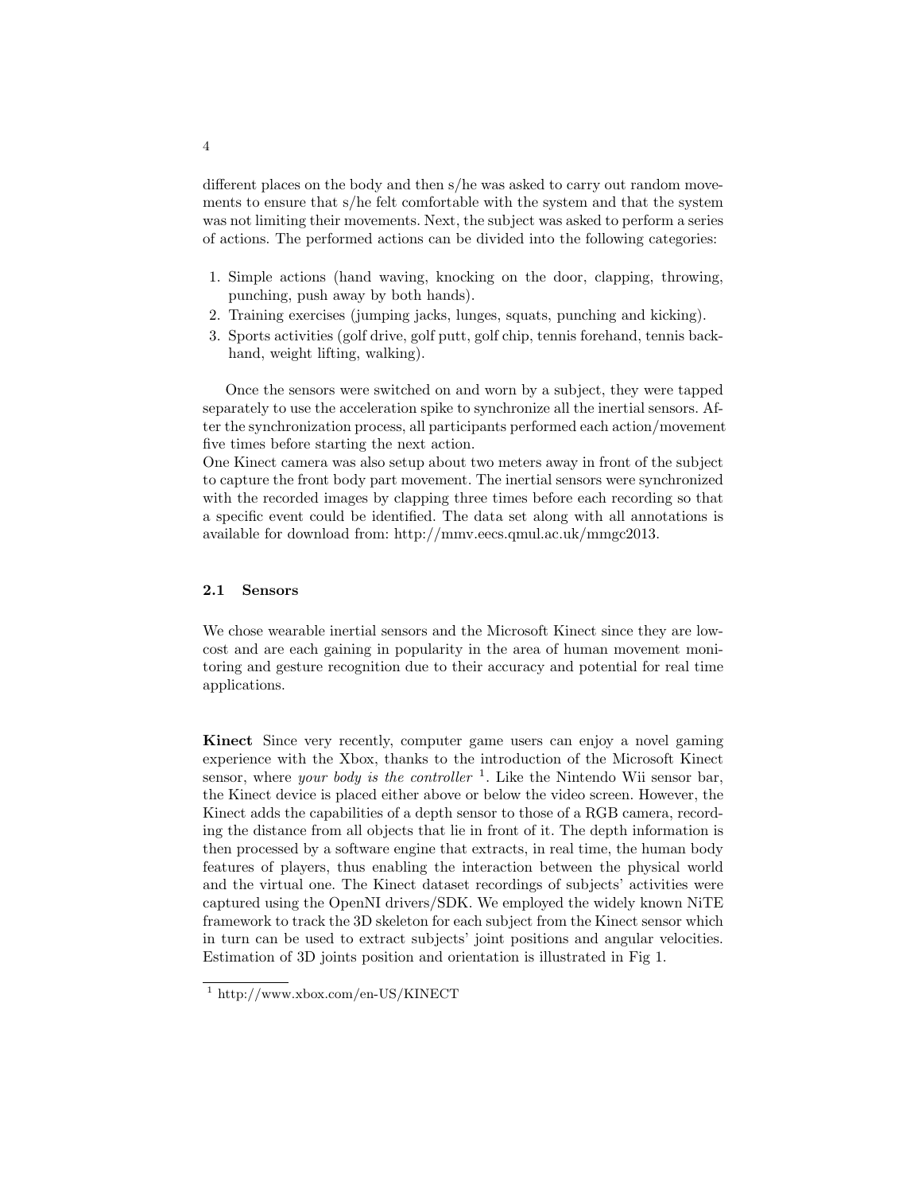different places on the body and then s/he was asked to carry out random movements to ensure that s/he felt comfortable with the system and that the system was not limiting their movements. Next, the subject was asked to perform a series of actions. The performed actions can be divided into the following categories:

1. Simple actions (hand waving, knocking on the door, clapping, throwing, punching, push away by both hands).
2. Training exercises (jumping jacks, lunges, squats, punching and kicking).
3. Sports activities (golf drive, golf putt, golf chip, tennis forehand, tennis backhand, weight lifting, walking).

Once the sensors were switched on and worn by a subject, they were tapped separately to use the acceleration spike to synchronize all the inertial sensors. After the synchronization process, all participants performed each action/movement five times before starting the next action.
One Kinect camera was also setup about two meters away in front of the subject to capture the front body part movement. The inertial sensors were synchronized with the recorded images by clapping three times before each recording so that a specific event could be identified. The data set along with all annotations is available for download from: http://mmv.eecs.qmul.ac.uk/mmgc2013.

### 2.1 Sensors

We chose wearable inertial sensors and the Microsoft Kinect since they are low-cost and are each gaining in popularity in the area of human movement monitoring and gesture recognition due to their accuracy and potential for real time applications.

**Kinect** Since very recently, computer game users can enjoy a novel gaming experience with the Xbox, thanks to the introduction of the Microsoft Kinect sensor, where *your body is the controller* [1]. Like the Nintendo Wii sensor bar, the Kinect device is placed either above or below the video screen. However, the Kinect adds the capabilities of a depth sensor to those of a RGB camera, recording the distance from all objects that lie in front of it. The depth information is then processed by a software engine that extracts, in real time, the human body features of players, thus enabling the interaction between the physical world and the virtual one. The Kinect dataset recordings of subjects' activities were captured using the OpenNI drivers/SDK. We employed the widely known NiTE framework to track the 3D skeleton for each subject from the Kinect sensor which in turn can be used to extract subjects' joint positions and angular velocities. Estimation of 3D joints position and orientation is illustrated in Fig 1.

[1] http://www.xbox.com/en-US/KINECT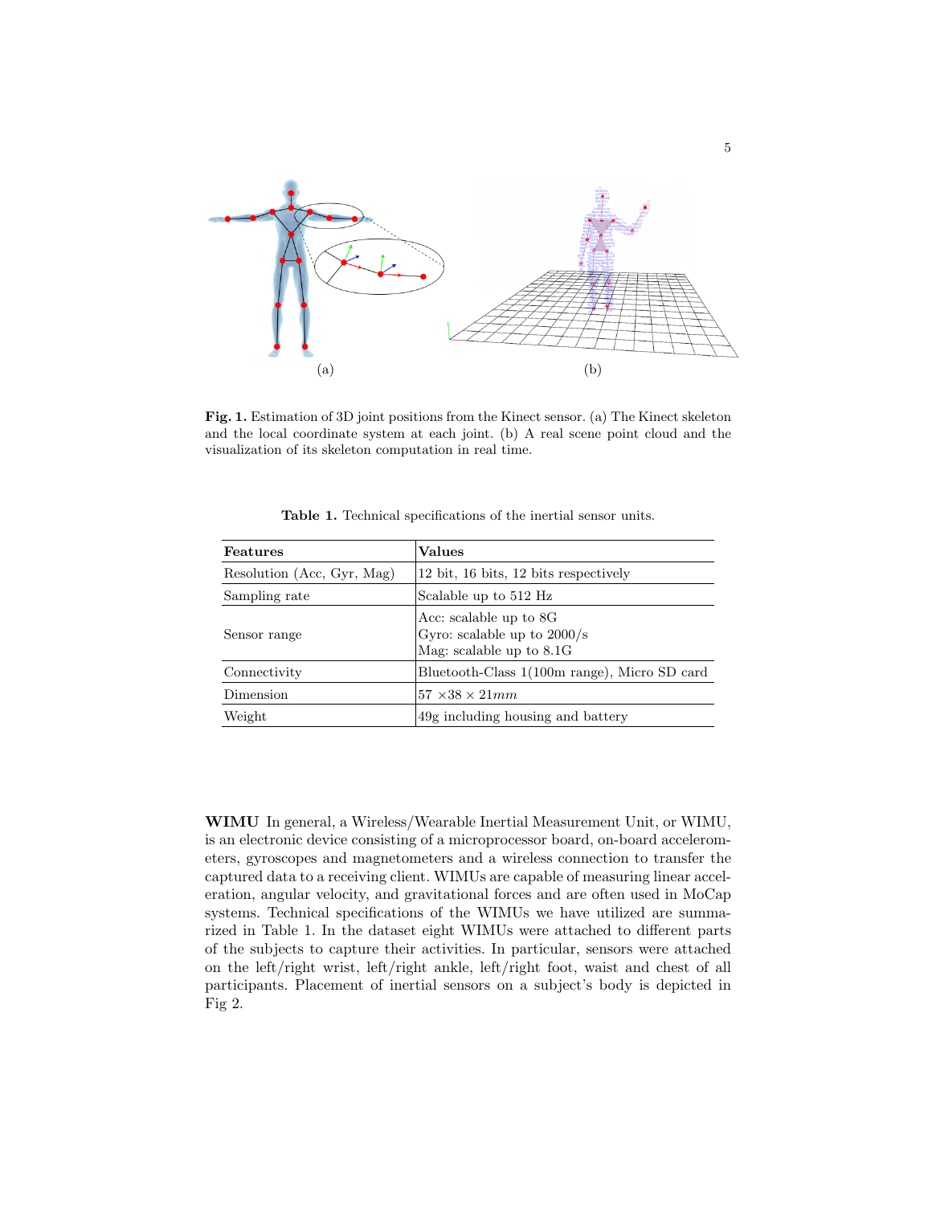**Fig. 1.** Estimation of 3D joint positions from the Kinect sensor. (a) The Kinect skeleton and the local coordinate system at each joint. (b) A real scene point cloud and the visualization of its skeleton computation in real time.

**Table 1.** Technical specifications of the inertial sensor units.

| **Features** | **Values** |
|---|---|
| Resolution (Acc, Gyr, Mag) | 12 bit, 16 bits, 12 bits respectively |
| Sampling rate | Scalable up to 512 Hz |
| Sensor range | Acc: scalable up to 8G<br>Gyro: scalable up to 2000/s<br>Mag: scalable up to 8.1G |
| Connectivity | Bluetooth-Class 1(100m range), Micro SD card |
| Dimension | $57 \times 38 \times 21mm$ |
| Weight | 49g including housing and battery |

**WIMU** In general, a Wireless/Wearable Inertial Measurement Unit, or WIMU, is an electronic device consisting of a microprocessor board, on-board accelerometers, gyroscopes and magnetometers and a wireless connection to transfer the captured data to a receiving client. WIMUs are capable of measuring linear acceleration, angular velocity, and gravitational forces and are often used in MoCap systems. Technical specifications of the WIMUs we have utilized are summarized in Table 1. In the dataset eight WIMUs were attached to different parts of the subjects to capture their activities. In particular, sensors were attached on the left/right wrist, left/right ankle, left/right foot, waist and chest of all participants. Placement of inertial sensors on a subject's body is depicted in Fig 2.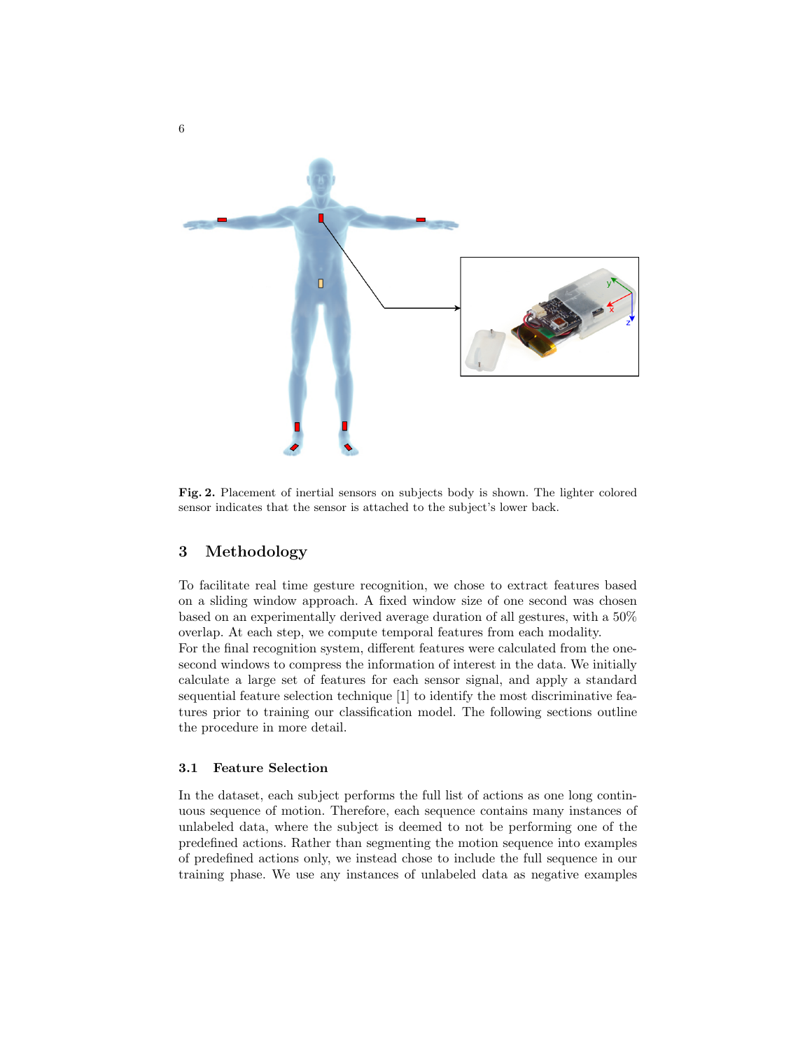Fig. 2. Placement of inertial sensors on subjects body is shown. The lighter colored sensor indicates that the sensor is attached to the subject's lower back.

## 3 Methodology

To facilitate real time gesture recognition, we chose to extract features based on a sliding window approach. A fixed window size of one second was chosen based on an experimentally derived average duration of all gestures, with a 50% overlap. At each step, we compute temporal features from each modality.
For the final recognition system, different features were calculated from the one-second windows to compress the information of interest in the data. We initially calculate a large set of features for each sensor signal, and apply a standard sequential feature selection technique [1] to identify the most discriminative features prior to training our classification model. The following sections outline the procedure in more detail.

### 3.1 Feature Selection

In the dataset, each subject performs the full list of actions as one long continuous sequence of motion. Therefore, each sequence contains many instances of unlabeled data, where the subject is deemed to not be performing one of the predefined actions. Rather than segmenting the motion sequence into examples of predefined actions only, we instead chose to include the full sequence in our training phase. We use any instances of unlabeled data as negative examples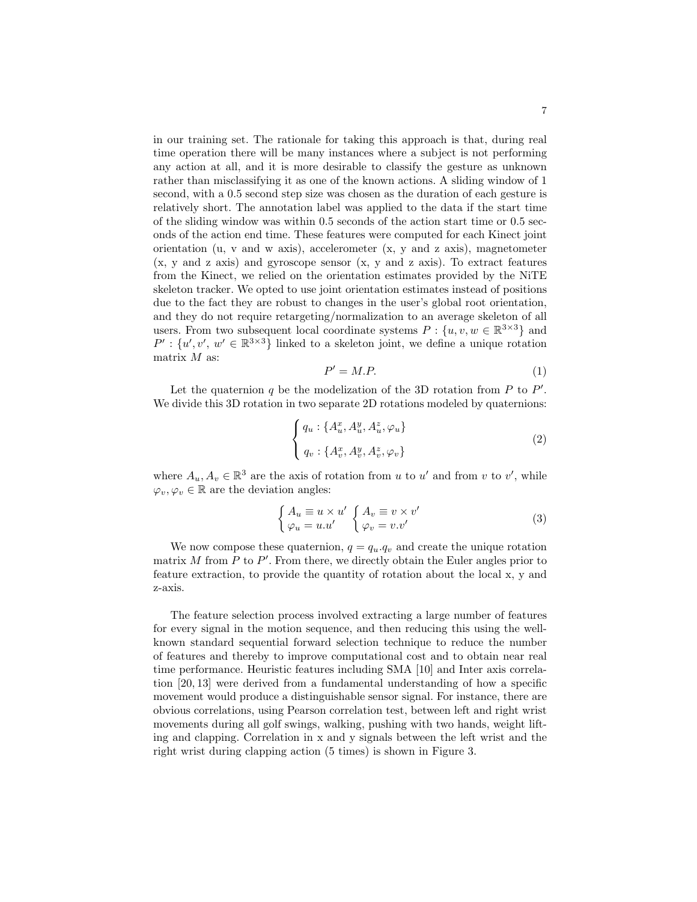in our training set. The rationale for taking this approach is that, during real time operation there will be many instances where a subject is not performing any action at all, and it is more desirable to classify the gesture as unknown rather than misclassifying it as one of the known actions. A sliding window of 1 second, with a 0.5 second step size was chosen as the duration of each gesture is relatively short. The annotation label was applied to the data if the start time of the sliding window was within 0.5 seconds of the action start time or 0.5 seconds of the action end time. These features were computed for each Kinect joint orientation (u, v and w axis), accelerometer (x, y and z axis), magnetometer (x, y and z axis) and gyroscope sensor (x, y and z axis). To extract features from the Kinect, we relied on the orientation estimates provided by the NiTE skeleton tracker. We opted to use joint orientation estimates instead of positions due to the fact they are robust to changes in the user's global root orientation, and they do not require retargeting/normalization to an average skeleton of all users. From two subsequent local coordinate systems $P : \{u, v, w \in \mathbb{R}^{3\times3}\}$ and $P' : \{u', v', w' \in \mathbb{R}^{3\times3}\}$ linked to a skeleton joint, we define a unique rotation matrix $M$ as:

$$P' = M.P. \tag{1}$$

Let the quaternion $q$ be the modelization of the 3D rotation from $P$ to $P'$. We divide this 3D rotation in two separate 2D rotations modeled by quaternions:

$$\begin{cases} q_u : \{A_u^x, A_u^y, A_u^z, \varphi_u\} \\ q_v : \{A_v^x, A_v^y, A_v^z, \varphi_v\} \end{cases} \tag{2}$$

where $A_u, A_v \in \mathbb{R}^3$ are the axis of rotation from $u$ to $u'$ and from $v$ to $v'$, while $\varphi_v, \varphi_v \in \mathbb{R}$ are the deviation angles:

$$\begin{cases} A_u \equiv u \times u' \\ \varphi_u = u.u' \end{cases} \begin{cases} A_v \equiv v \times v' \\ \varphi_v = v.v' \end{cases} \tag{3}$$

We now compose these quaternion, $q = q_u.q_v$ and create the unique rotation matrix $M$ from $P$ to $P'$. From there, we directly obtain the Euler angles prior to feature extraction, to provide the quantity of rotation about the local x, y and z-axis.

The feature selection process involved extracting a large number of features for every signal in the motion sequence, and then reducing this using the well-known standard sequential forward selection technique to reduce the number of features and thereby to improve computational cost and to obtain near real time performance. Heuristic features including SMA [10] and Inter axis correlation [20, 13] were derived from a fundamental understanding of how a specific movement would produce a distinguishable sensor signal. For instance, there are obvious correlations, using Pearson correlation test, between left and right wrist movements during all golf swings, walking, pushing with two hands, weight lifting and clapping. Correlation in x and y signals between the left wrist and the right wrist during clapping action (5 times) is shown in Figure 3.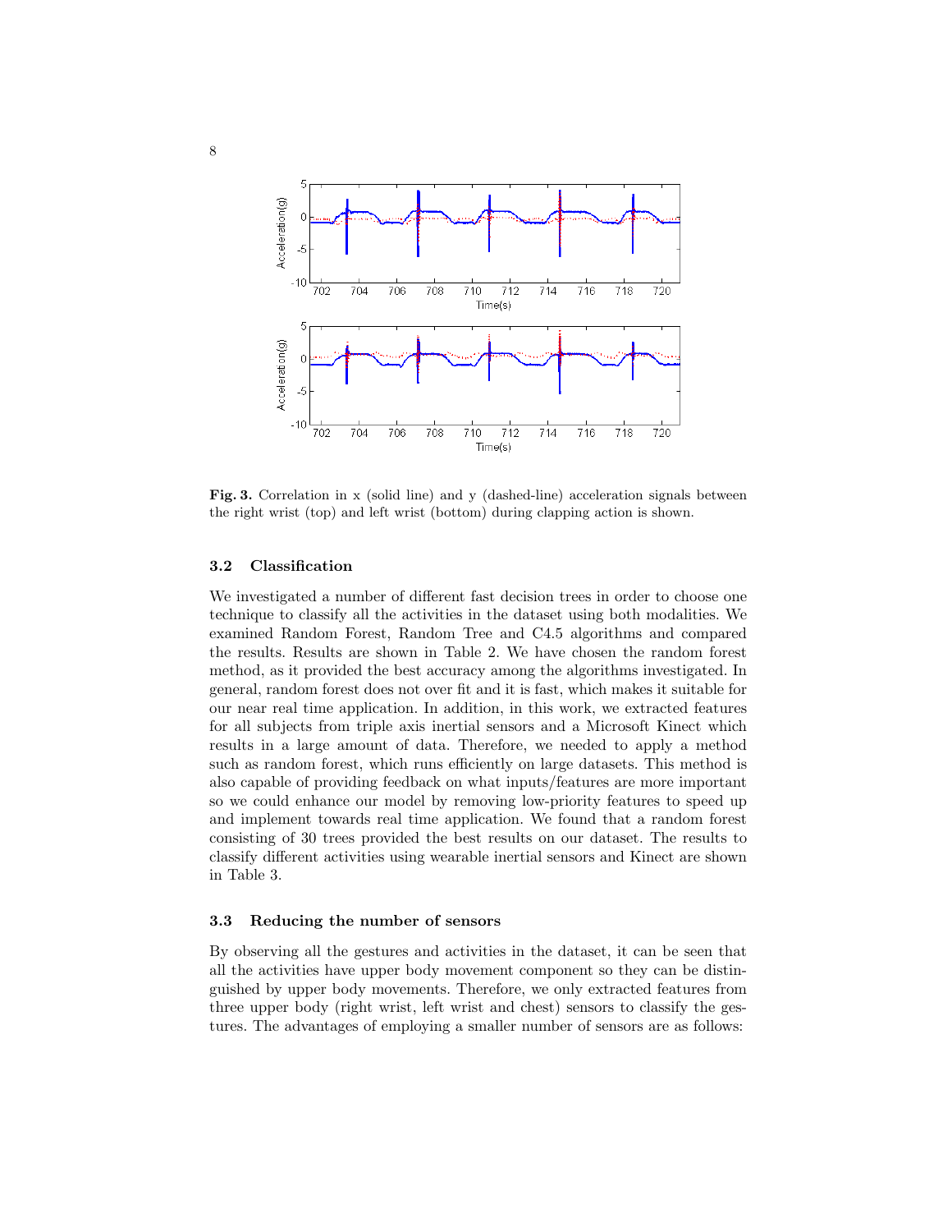**Fig. 3.** Correlation in x (solid line) and y (dashed-line) acceleration signals between the right wrist (top) and left wrist (bottom) during clapping action is shown.

### 3.2 Classification

We investigated a number of different fast decision trees in order to choose one technique to classify all the activities in the dataset using both modalities. We examined Random Forest, Random Tree and C4.5 algorithms and compared the results. Results are shown in Table 2. We have chosen the random forest method, as it provided the best accuracy among the algorithms investigated. In general, random forest does not over fit and it is fast, which makes it suitable for our near real time application. In addition, in this work, we extracted features for all subjects from triple axis inertial sensors and a Microsoft Kinect which results in a large amount of data. Therefore, we needed to apply a method such as random forest, which runs efficiently on large datasets. This method is also capable of providing feedback on what inputs/features are more important so we could enhance our model by removing low-priority features to speed up and implement towards real time application. We found that a random forest consisting of 30 trees provided the best results on our dataset. The results to classify different activities using wearable inertial sensors and Kinect are shown in Table 3.

### 3.3 Reducing the number of sensors

By observing all the gestures and activities in the dataset, it can be seen that all the activities have upper body movement component so they can be distinguished by upper body movements. Therefore, we only extracted features from three upper body (right wrist, left wrist and chest) sensors to classify the gestures. The advantages of employing a smaller number of sensors are as follows: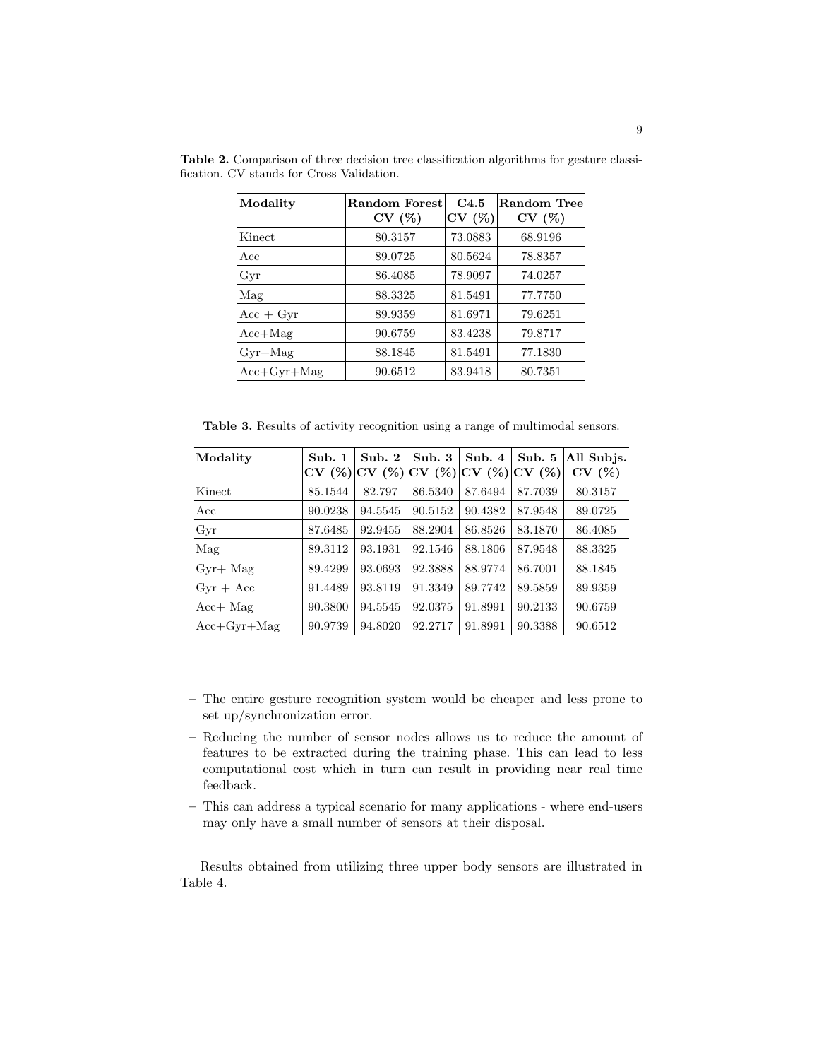**Table 2.** Comparison of three decision tree classification algorithms for gesture classification. CV stands for Cross Validation.

| Modality | Random Forest CV (%) | C4.5 CV (%) | Random Tree CV (%) |
|---|---|---|---|
| Kinect | 80.3157 | 73.0883 | 68.9196 |
| Acc | 89.0725 | 80.5624 | 78.8357 |
| Gyr | 86.4085 | 78.9097 | 74.0257 |
| Mag | 88.3325 | 81.5491 | 77.7750 |
| Acc + Gyr | 89.9359 | 81.6971 | 79.6251 |
| Acc+Mag | 90.6759 | 83.4238 | 79.8717 |
| Gyr+Mag | 88.1845 | 81.5491 | 77.1830 |
| Acc+Gyr+Mag | 90.6512 | 83.9418 | 80.7351 |

**Table 3.** Results of activity recognition using a range of multimodal sensors.

| Modality | Sub. 1 CV (%) | Sub. 2 CV (%) | Sub. 3 CV (%) | Sub. 4 CV (%) | Sub. 5 CV (%) | All Subjs. CV (%) |
|---|---|---|---|---|---|---|
| Kinect | 85.1544 | 82.797 | 86.5340 | 87.6494 | 87.7039 | 80.3157 |
| Acc | 90.0238 | 94.5545 | 90.5152 | 90.4382 | 87.9548 | 89.0725 |
| Gyr | 87.6485 | 92.9455 | 88.2904 | 86.8526 | 83.1870 | 86.4085 |
| Mag | 89.3112 | 93.1931 | 92.1546 | 88.1806 | 87.9548 | 88.3325 |
| Gyr+ Mag | 89.4299 | 93.0693 | 92.3888 | 88.9774 | 86.7001 | 88.1845 |
| Gyr + Acc | 91.4489 | 93.8119 | 91.3349 | 89.7742 | 89.5859 | 89.9359 |
| Acc+ Mag | 90.3800 | 94.5545 | 92.0375 | 91.8991 | 90.2133 | 90.6759 |
| Acc+Gyr+Mag | 90.9739 | 94.8020 | 92.2717 | 91.8991 | 90.3388 | 90.6512 |

- The entire gesture recognition system would be cheaper and less prone to set up/synchronization error.
- Reducing the number of sensor nodes allows us to reduce the amount of features to be extracted during the training phase. This can lead to less computational cost which in turn can result in providing near real time feedback.
- This can address a typical scenario for many applications - where end-users may only have a small number of sensors at their disposal.

Results obtained from utilizing three upper body sensors are illustrated in Table 4.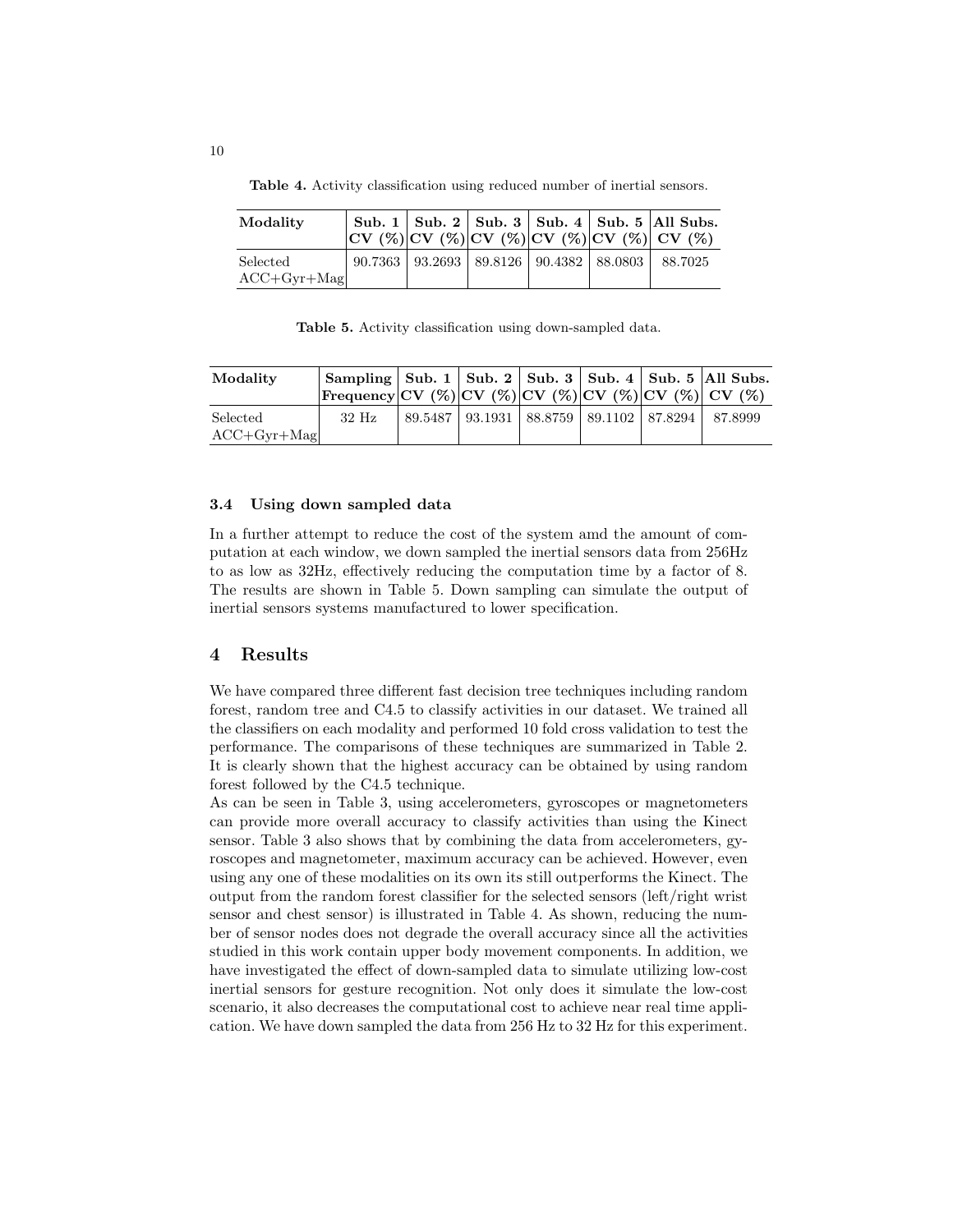**Table 4.** Activity classification using reduced number of inertial sensors.

| Modality | Sub. 1 CV (%) | Sub. 2 CV (%) | Sub. 3 CV (%) | Sub. 4 CV (%) | Sub. 5 CV (%) | All Subs. CV (%) |
|---|---|---|---|---|---|---|
| Selected ACC+Gyr+Mag | 90.7363 | 93.2693 | 89.8126 | 90.4382 | 88.0803 | 88.7025 |

**Table 5.** Activity classification using down-sampled data.

| Modality | Sampling Frequency | Sub. 1 CV (%) | Sub. 2 CV (%) | Sub. 3 CV (%) | Sub. 4 CV (%) | Sub. 5 CV (%) | All Subs. CV (%) |
|---|---|---|---|---|---|---|---|
| Selected ACC+Gyr+Mag | 32 Hz | 89.5487 | 93.1931 | 88.8759 | 89.1102 | 87.8294 | 87.8999 |

### 3.4 Using down sampled data

In a further attempt to reduce the cost of the system amd the amount of computation at each window, we down sampled the inertial sensors data from 256Hz to as low as 32Hz, effectively reducing the computation time by a factor of 8. The results are shown in Table 5. Down sampling can simulate the output of inertial sensors systems manufactured to lower specification.

## 4 Results

We have compared three different fast decision tree techniques including random forest, random tree and C4.5 to classify activities in our dataset. We trained all the classifiers on each modality and performed 10 fold cross validation to test the performance. The comparisons of these techniques are summarized in Table 2. It is clearly shown that the highest accuracy can be obtained by using random forest followed by the C4.5 technique.

As can be seen in Table 3, using accelerometers, gyroscopes or magnetometers can provide more overall accuracy to classify activities than using the Kinect sensor. Table 3 also shows that by combining the data from accelerometers, gyroscopes and magnetometer, maximum accuracy can be achieved. However, even using any one of these modalities on its own its still outperforms the Kinect. The output from the random forest classifier for the selected sensors (left/right wrist sensor and chest sensor) is illustrated in Table 4. As shown, reducing the number of sensor nodes does not degrade the overall accuracy since all the activities studied in this work contain upper body movement components. In addition, we have investigated the effect of down-sampled data to simulate utilizing low-cost inertial sensors for gesture recognition. Not only does it simulate the low-cost scenario, it also decreases the computational cost to achieve near real time application. We have down sampled the data from 256 Hz to 32 Hz for this experiment.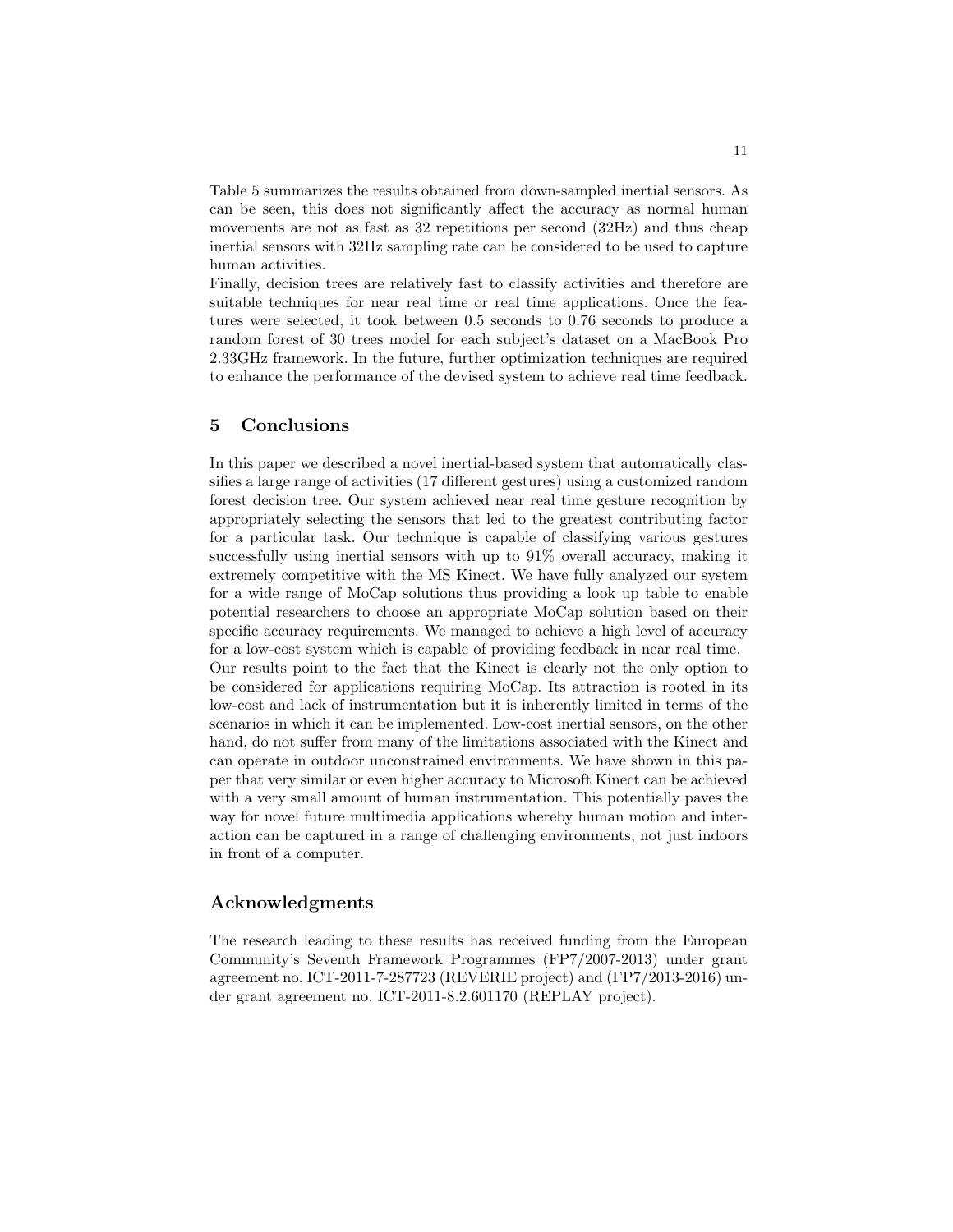Table 5 summarizes the results obtained from down-sampled inertial sensors. As can be seen, this does not significantly affect the accuracy as normal human movements are not as fast as 32 repetitions per second (32Hz) and thus cheap inertial sensors with 32Hz sampling rate can be considered to be used to capture human activities.

Finally, decision trees are relatively fast to classify activities and therefore are suitable techniques for near real time or real time applications. Once the features were selected, it took between 0.5 seconds to 0.76 seconds to produce a random forest of 30 trees model for each subject's dataset on a MacBook Pro 2.33GHz framework. In the future, further optimization techniques are required to enhance the performance of the devised system to achieve real time feedback.

## 5 Conclusions

In this paper we described a novel inertial-based system that automatically classifies a large range of activities (17 different gestures) using a customized random forest decision tree. Our system achieved near real time gesture recognition by appropriately selecting the sensors that led to the greatest contributing factor for a particular task. Our technique is capable of classifying various gestures successfully using inertial sensors with up to 91% overall accuracy, making it extremely competitive with the MS Kinect. We have fully analyzed our system for a wide range of MoCap solutions thus providing a look up table to enable potential researchers to choose an appropriate MoCap solution based on their specific accuracy requirements. We managed to achieve a high level of accuracy for a low-cost system which is capable of providing feedback in near real time.

Our results point to the fact that the Kinect is clearly not the only option to be considered for applications requiring MoCap. Its attraction is rooted in its low-cost and lack of instrumentation but it is inherently limited in terms of the scenarios in which it can be implemented. Low-cost inertial sensors, on the other hand, do not suffer from many of the limitations associated with the Kinect and can operate in outdoor unconstrained environments. We have shown in this paper that very similar or even higher accuracy to Microsoft Kinect can be achieved with a very small amount of human instrumentation. This potentially paves the way for novel future multimedia applications whereby human motion and interaction can be captured in a range of challenging environments, not just indoors in front of a computer.

## Acknowledgments

The research leading to these results has received funding from the European Community's Seventh Framework Programmes (FP7/2007-2013) under grant agreement no. ICT-2011-7-287723 (REVERIE project) and (FP7/2013-2016) under grant agreement no. ICT-2011-8.2.601170 (REPLAY project).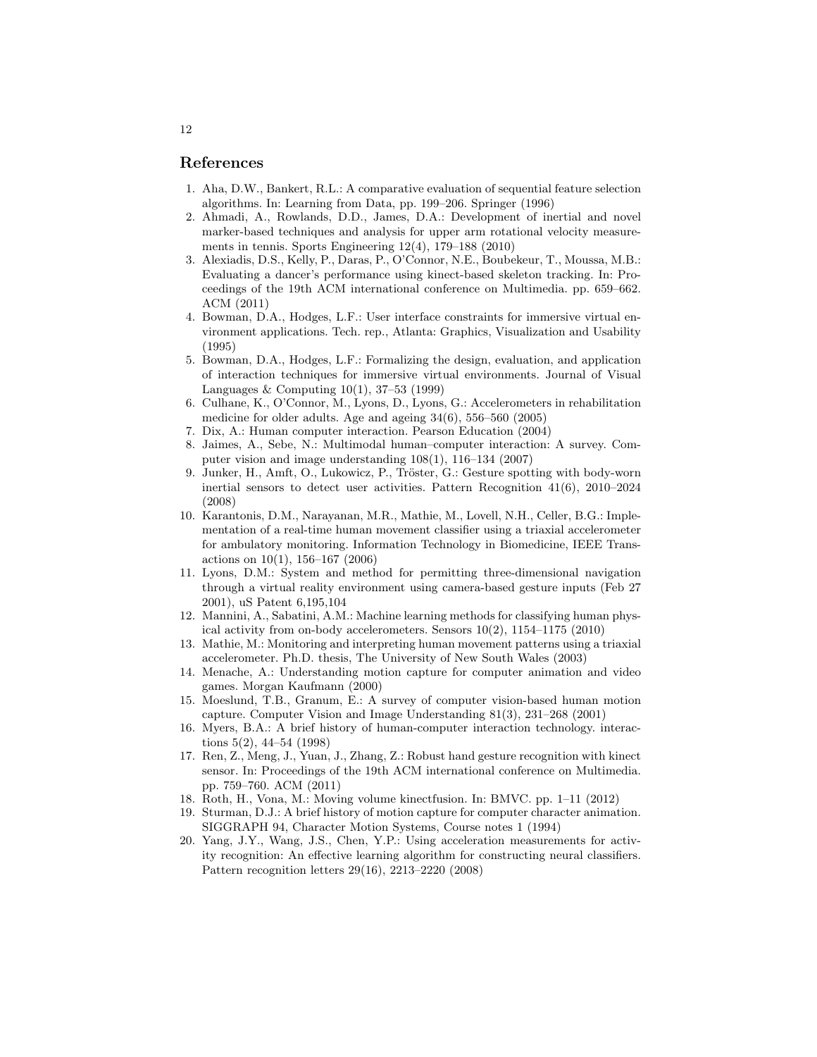## References

1. Aha, D.W., Bankert, R.L.: A comparative evaluation of sequential feature selection algorithms. In: Learning from Data, pp. 199–206. Springer (1996)
2. Ahmadi, A., Rowlands, D.D., James, D.A.: Development of inertial and novel marker-based techniques and analysis for upper arm rotational velocity measurements in tennis. Sports Engineering 12(4), 179–188 (2010)
3. Alexiadis, D.S., Kelly, P., Daras, P., O'Connor, N.E., Boubekeur, T., Moussa, M.B.: Evaluating a dancer's performance using kinect-based skeleton tracking. In: Proceedings of the 19th ACM international conference on Multimedia. pp. 659–662. ACM (2011)
4. Bowman, D.A., Hodges, L.F.: User interface constraints for immersive virtual environment applications. Tech. rep., Atlanta: Graphics, Visualization and Usability (1995)
5. Bowman, D.A., Hodges, L.F.: Formalizing the design, evaluation, and application of interaction techniques for immersive virtual environments. Journal of Visual Languages & Computing 10(1), 37–53 (1999)
6. Culhane, K., O'Connor, M., Lyons, D., Lyons, G.: Accelerometers in rehabilitation medicine for older adults. Age and ageing 34(6), 556–560 (2005)
7. Dix, A.: Human computer interaction. Pearson Education (2004)
8. Jaimes, A., Sebe, N.: Multimodal human–computer interaction: A survey. Computer vision and image understanding 108(1), 116–134 (2007)
9. Junker, H., Amft, O., Lukowicz, P., Tröster, G.: Gesture spotting with body-worn inertial sensors to detect user activities. Pattern Recognition 41(6), 2010–2024 (2008)
10. Karantonis, D.M., Narayanan, M.R., Mathie, M., Lovell, N.H., Celler, B.G.: Implementation of a real-time human movement classifier using a triaxial accelerometer for ambulatory monitoring. Information Technology in Biomedicine, IEEE Transactions on 10(1), 156–167 (2006)
11. Lyons, D.M.: System and method for permitting three-dimensional navigation through a virtual reality environment using camera-based gesture inputs (Feb 27 2001), uS Patent 6,195,104
12. Mannini, A., Sabatini, A.M.: Machine learning methods for classifying human physical activity from on-body accelerometers. Sensors 10(2), 1154–1175 (2010)
13. Mathie, M.: Monitoring and interpreting human movement patterns using a triaxial accelerometer. Ph.D. thesis, The University of New South Wales (2003)
14. Menache, A.: Understanding motion capture for computer animation and video games. Morgan Kaufmann (2000)
15. Moeslund, T.B., Granum, E.: A survey of computer vision-based human motion capture. Computer Vision and Image Understanding 81(3), 231–268 (2001)
16. Myers, B.A.: A brief history of human-computer interaction technology. interactions 5(2), 44–54 (1998)
17. Ren, Z., Meng, J., Yuan, J., Zhang, Z.: Robust hand gesture recognition with kinect sensor. In: Proceedings of the 19th ACM international conference on Multimedia. pp. 759–760. ACM (2011)
18. Roth, H., Vona, M.: Moving volume kinectfusion. In: BMVC. pp. 1–11 (2012)
19. Sturman, D.J.: A brief history of motion capture for computer character animation. SIGGRAPH 94, Character Motion Systems, Course notes 1 (1994)
20. Yang, J.Y., Wang, J.S., Chen, Y.P.: Using acceleration measurements for activity recognition: An effective learning algorithm for constructing neural classifiers. Pattern recognition letters 29(16), 2213–2220 (2008)